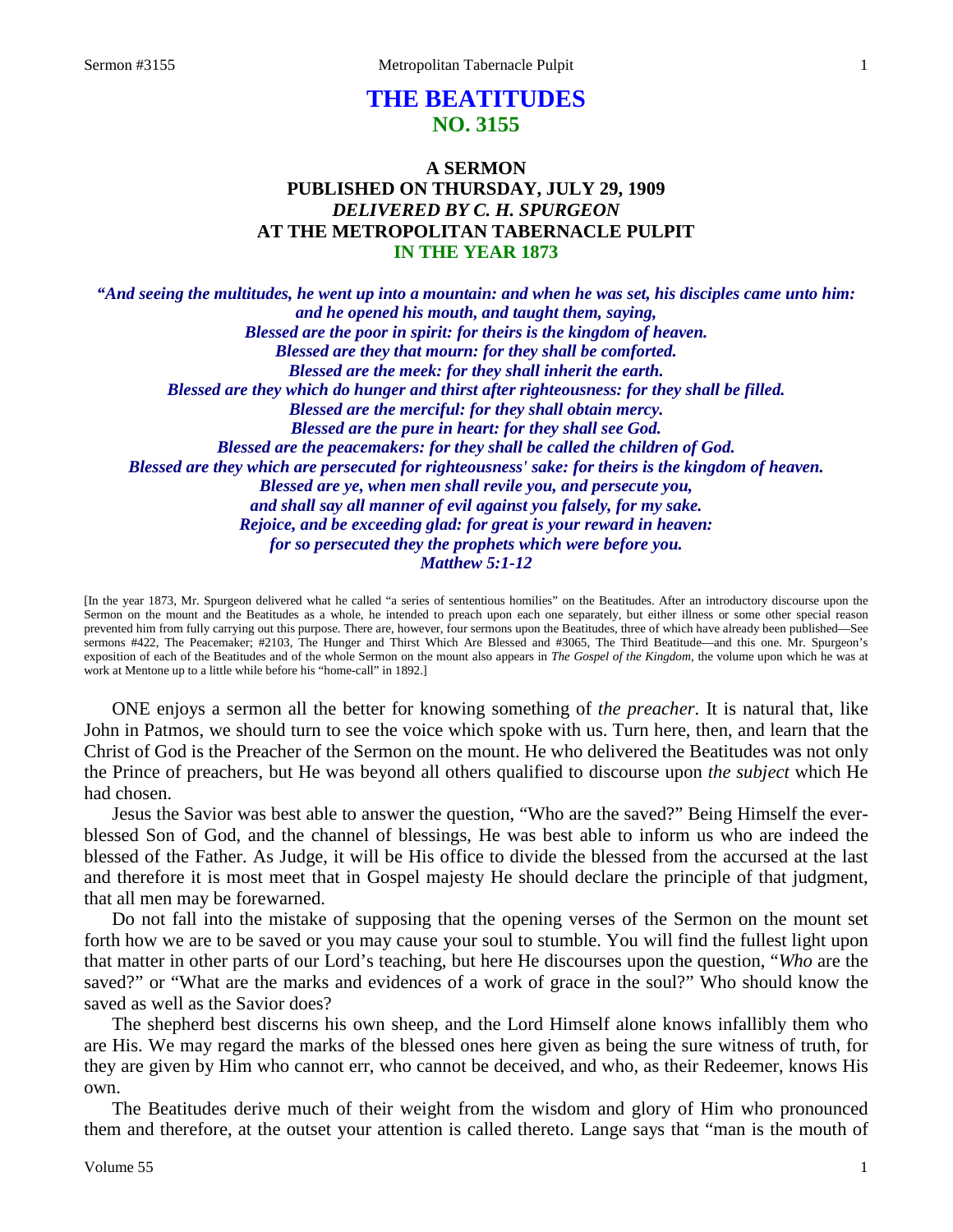# THE BEATITUDES
## NO. 3155

### A SERMON
### PUBLISHED ON THURSDAY, JULY 29, 1909
### *DELIVERED BY C. H. SPURGEON*
### AT THE METROPOLITAN TABERNACLE PULPIT
### IN THE YEAR 1873

***"And seeing the multitudes, he went up into a mountain: and when he was set, his disciples came unto him: and he opened his mouth, and taught them, saying,***
***Blessed are the poor in spirit: for theirs is the kingdom of heaven.***
***Blessed are they that mourn: for they shall be comforted.***
***Blessed are the meek: for they shall inherit the earth.***
***Blessed are they which do hunger and thirst after righteousness: for they shall be filled.***
***Blessed are the merciful: for they shall obtain mercy.***
***Blessed are the pure in heart: for they shall see God.***
***Blessed are the peacemakers: for they shall be called the children of God.***
***Blessed are they which are persecuted for righteousness' sake: for theirs is the kingdom of heaven.***
***Blessed are ye, when men shall revile you, and persecute you,***
***and shall say all manner of evil against you falsely, for my sake.***
***Rejoice, and be exceeding glad: for great is your reward in heaven:***
***for so persecuted they the prophets which were before you.***
***Matthew 5:1-12***

[In the year 1873, Mr. Spurgeon delivered what he called "a series of sententious homilies" on the Beatitudes. After an introductory discourse upon the Sermon on the mount and the Beatitudes as a whole, he intended to preach upon each one separately, but either illness or some other special reason prevented him from fully carrying out this purpose. There are, however, four sermons upon the Beatitudes, three of which have already been published—See sermons #422, The Peacemaker; #2103, The Hunger and Thirst Which Are Blessed and #3065, The Third Beatitude—and this one. Mr. Spurgeon's exposition of each of the Beatitudes and of the whole Sermon on the mount also appears in *The Gospel of the Kingdom*, the volume upon which he was at work at Mentone up to a little while before his "home-call" in 1892.]

ONE enjoys a sermon all the better for knowing something of *the preacher*. It is natural that, like John in Patmos, we should turn to see the voice which spoke with us. Turn here, then, and learn that the Christ of God is the Preacher of the Sermon on the mount. He who delivered the Beatitudes was not only the Prince of preachers, but He was beyond all others qualified to discourse upon *the subject* which He had chosen.

Jesus the Savior was best able to answer the question, "Who are the saved?" Being Himself the ever-blessed Son of God, and the channel of blessings, He was best able to inform us who are indeed the blessed of the Father. As Judge, it will be His office to divide the blessed from the accursed at the last and therefore it is most meet that in Gospel majesty He should declare the principle of that judgment, that all men may be forewarned.

Do not fall into the mistake of supposing that the opening verses of the Sermon on the mount set forth how we are to be saved or you may cause your soul to stumble. You will find the fullest light upon that matter in other parts of our Lord's teaching, but here He discourses upon the question, "*Who* are the saved?" or "What are the marks and evidences of a work of grace in the soul?" Who should know the saved as well as the Savior does?

The shepherd best discerns his own sheep, and the Lord Himself alone knows infallibly them who are His. We may regard the marks of the blessed ones here given as being the sure witness of truth, for they are given by Him who cannot err, who cannot be deceived, and who, as their Redeemer, knows His own.

The Beatitudes derive much of their weight from the wisdom and glory of Him who pronounced them and therefore, at the outset your attention is called thereto. Lange says that "man is the mouth of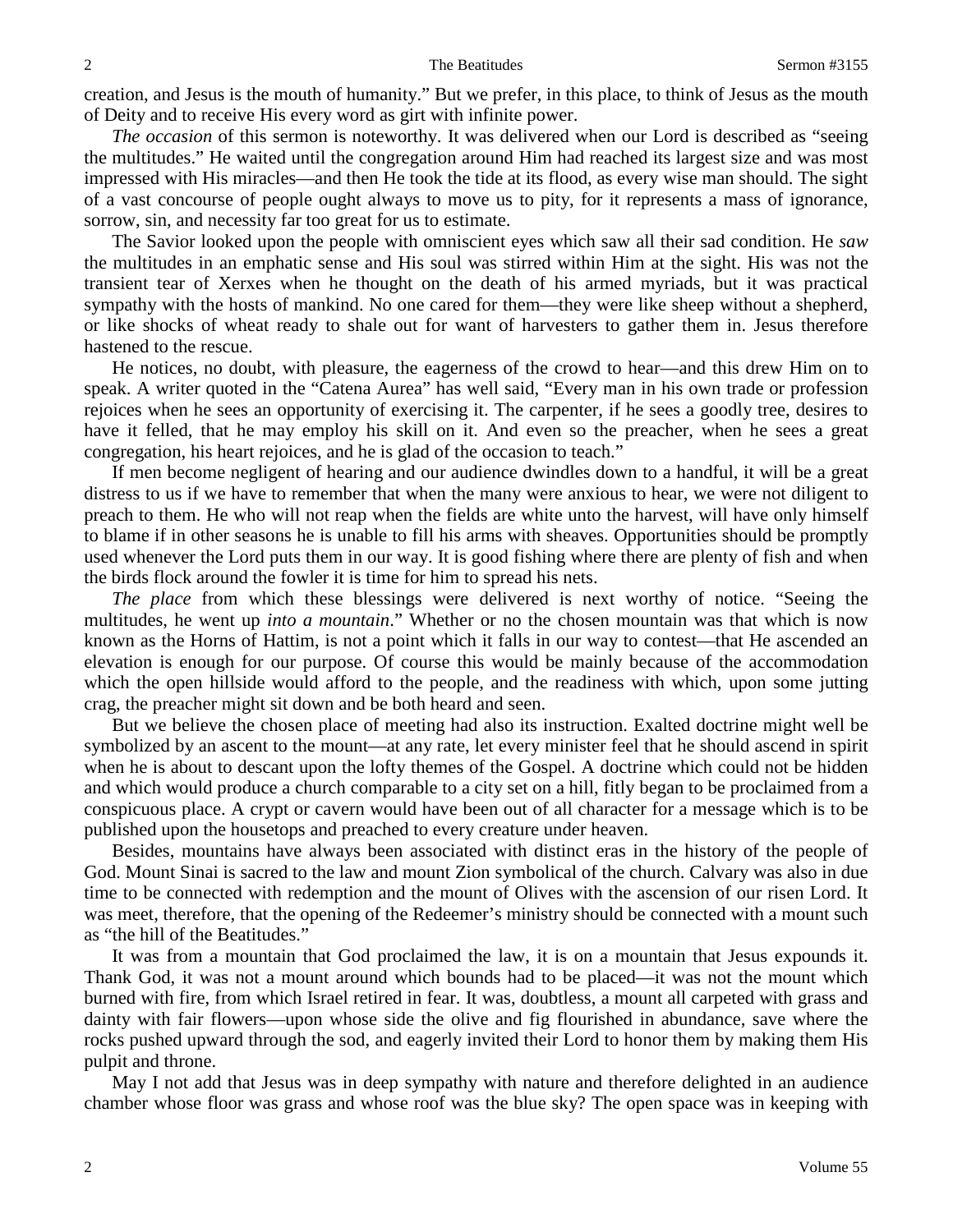creation, and Jesus is the mouth of humanity." But we prefer, in this place, to think of Jesus as the mouth of Deity and to receive His every word as girt with infinite power.

*The occasion* of this sermon is noteworthy. It was delivered when our Lord is described as "seeing the multitudes." He waited until the congregation around Him had reached its largest size and was most impressed with His miracles—and then He took the tide at its flood, as every wise man should. The sight of a vast concourse of people ought always to move us to pity, for it represents a mass of ignorance, sorrow, sin, and necessity far too great for us to estimate.

The Savior looked upon the people with omniscient eyes which saw all their sad condition. He *saw* the multitudes in an emphatic sense and His soul was stirred within Him at the sight. His was not the transient tear of Xerxes when he thought on the death of his armed myriads, but it was practical sympathy with the hosts of mankind. No one cared for them—they were like sheep without a shepherd, or like shocks of wheat ready to shale out for want of harvesters to gather them in. Jesus therefore hastened to the rescue.

He notices, no doubt, with pleasure, the eagerness of the crowd to hear—and this drew Him on to speak. A writer quoted in the "Catena Aurea" has well said, "Every man in his own trade or profession rejoices when he sees an opportunity of exercising it. The carpenter, if he sees a goodly tree, desires to have it felled, that he may employ his skill on it. And even so the preacher, when he sees a great congregation, his heart rejoices, and he is glad of the occasion to teach."

If men become negligent of hearing and our audience dwindles down to a handful, it will be a great distress to us if we have to remember that when the many were anxious to hear, we were not diligent to preach to them. He who will not reap when the fields are white unto the harvest, will have only himself to blame if in other seasons he is unable to fill his arms with sheaves. Opportunities should be promptly used whenever the Lord puts them in our way. It is good fishing where there are plenty of fish and when the birds flock around the fowler it is time for him to spread his nets.

*The place* from which these blessings were delivered is next worthy of notice. "Seeing the multitudes, he went up *into a mountain*." Whether or no the chosen mountain was that which is now known as the Horns of Hattim, is not a point which it falls in our way to contest—that He ascended an elevation is enough for our purpose. Of course this would be mainly because of the accommodation which the open hillside would afford to the people, and the readiness with which, upon some jutting crag, the preacher might sit down and be both heard and seen.

But we believe the chosen place of meeting had also its instruction. Exalted doctrine might well be symbolized by an ascent to the mount—at any rate, let every minister feel that he should ascend in spirit when he is about to descant upon the lofty themes of the Gospel. A doctrine which could not be hidden and which would produce a church comparable to a city set on a hill, fitly began to be proclaimed from a conspicuous place. A crypt or cavern would have been out of all character for a message which is to be published upon the housetops and preached to every creature under heaven.

Besides, mountains have always been associated with distinct eras in the history of the people of God. Mount Sinai is sacred to the law and mount Zion symbolical of the church. Calvary was also in due time to be connected with redemption and the mount of Olives with the ascension of our risen Lord. It was meet, therefore, that the opening of the Redeemer's ministry should be connected with a mount such as "the hill of the Beatitudes."

It was from a mountain that God proclaimed the law, it is on a mountain that Jesus expounds it. Thank God, it was not a mount around which bounds had to be placed—it was not the mount which burned with fire, from which Israel retired in fear. It was, doubtless, a mount all carpeted with grass and dainty with fair flowers—upon whose side the olive and fig flourished in abundance, save where the rocks pushed upward through the sod, and eagerly invited their Lord to honor them by making them His pulpit and throne.

May I not add that Jesus was in deep sympathy with nature and therefore delighted in an audience chamber whose floor was grass and whose roof was the blue sky? The open space was in keeping with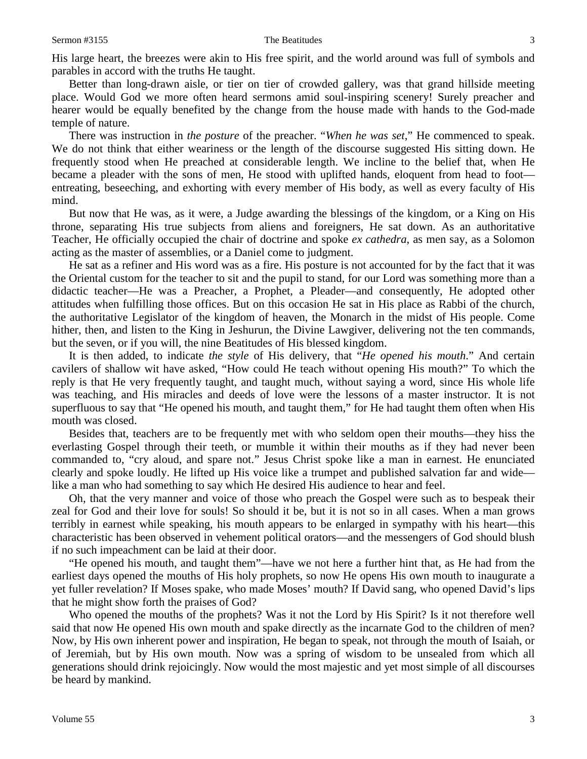His large heart, the breezes were akin to His free spirit, and the world around was full of symbols and parables in accord with the truths He taught.

Better than long-drawn aisle, or tier on tier of crowded gallery, was that grand hillside meeting place. Would God we more often heard sermons amid soul-inspiring scenery! Surely preacher and hearer would be equally benefited by the change from the house made with hands to the God-made temple of nature.

There was instruction in *the posture* of the preacher. "*When he was set*," He commenced to speak. We do not think that either weariness or the length of the discourse suggested His sitting down. He frequently stood when He preached at considerable length. We incline to the belief that, when He became a pleader with the sons of men, He stood with uplifted hands, eloquent from head to foot—entreating, beseeching, and exhorting with every member of His body, as well as every faculty of His mind.

But now that He was, as it were, a Judge awarding the blessings of the kingdom, or a King on His throne, separating His true subjects from aliens and foreigners, He sat down. As an authoritative Teacher, He officially occupied the chair of doctrine and spoke *ex cathedra*, as men say, as a Solomon acting as the master of assemblies, or a Daniel come to judgment.

He sat as a refiner and His word was as a fire. His posture is not accounted for by the fact that it was the Oriental custom for the teacher to sit and the pupil to stand, for our Lord was something more than a didactic teacher—He was a Preacher, a Prophet, a Pleader—and consequently, He adopted other attitudes when fulfilling those offices. But on this occasion He sat in His place as Rabbi of the church, the authoritative Legislator of the kingdom of heaven, the Monarch in the midst of His people. Come hither, then, and listen to the King in Jeshurun, the Divine Lawgiver, delivering not the ten commands, but the seven, or if you will, the nine Beatitudes of His blessed kingdom.

It is then added, to indicate *the style* of His delivery, that "*He opened his mouth*." And certain cavilers of shallow wit have asked, "How could He teach without opening His mouth?" To which the reply is that He very frequently taught, and taught much, without saying a word, since His whole life was teaching, and His miracles and deeds of love were the lessons of a master instructor. It is not superfluous to say that "He opened his mouth, and taught them," for He had taught them often when His mouth was closed.

Besides that, teachers are to be frequently met with who seldom open their mouths—they hiss the everlasting Gospel through their teeth, or mumble it within their mouths as if they had never been commanded to, "cry aloud, and spare not." Jesus Christ spoke like a man in earnest. He enunciated clearly and spoke loudly. He lifted up His voice like a trumpet and published salvation far and wide—like a man who had something to say which He desired His audience to hear and feel.

Oh, that the very manner and voice of those who preach the Gospel were such as to bespeak their zeal for God and their love for souls! So should it be, but it is not so in all cases. When a man grows terribly in earnest while speaking, his mouth appears to be enlarged in sympathy with his heart—this characteristic has been observed in vehement political orators—and the messengers of God should blush if no such impeachment can be laid at their door.

"He opened his mouth, and taught them"—have we not here a further hint that, as He had from the earliest days opened the mouths of His holy prophets, so now He opens His own mouth to inaugurate a yet fuller revelation? If Moses spake, who made Moses' mouth? If David sang, who opened David's lips that he might show forth the praises of God?

Who opened the mouths of the prophets? Was it not the Lord by His Spirit? Is it not therefore well said that now He opened His own mouth and spake directly as the incarnate God to the children of men? Now, by His own inherent power and inspiration, He began to speak, not through the mouth of Isaiah, or of Jeremiah, but by His own mouth. Now was a spring of wisdom to be unsealed from which all generations should drink rejoicingly. Now would the most majestic and yet most simple of all discourses be heard by mankind.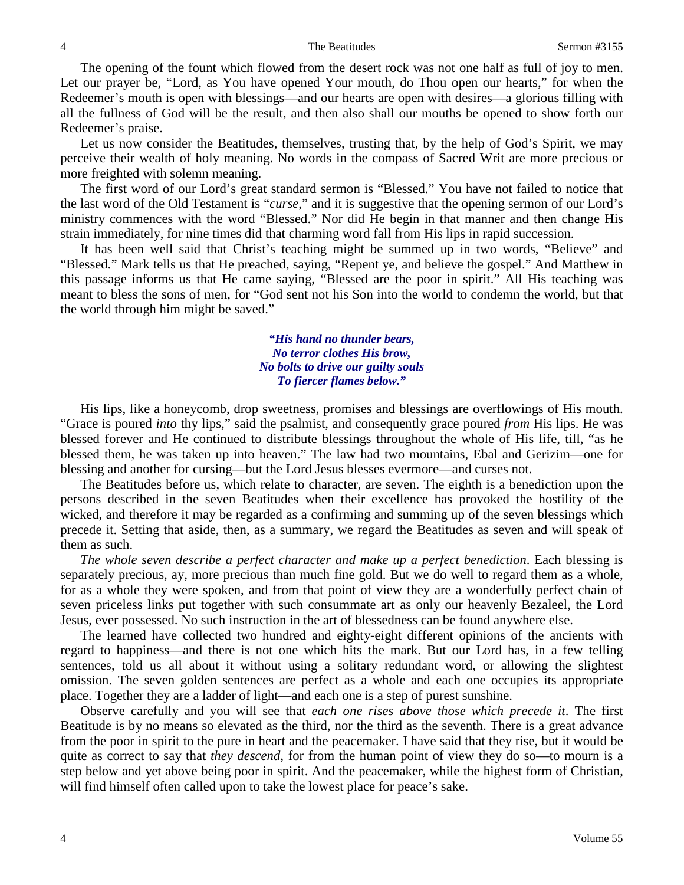The opening of the fount which flowed from the desert rock was not one half as full of joy to men. Let our prayer be, "Lord, as You have opened Your mouth, do Thou open our hearts," for when the Redeemer's mouth is open with blessings—and our hearts are open with desires—a glorious filling with all the fullness of God will be the result, and then also shall our mouths be opened to show forth our Redeemer's praise.

Let us now consider the Beatitudes, themselves, trusting that, by the help of God's Spirit, we may perceive their wealth of holy meaning. No words in the compass of Sacred Writ are more precious or more freighted with solemn meaning.

The first word of our Lord's great standard sermon is "Blessed." You have not failed to notice that the last word of the Old Testament is "*curse*," and it is suggestive that the opening sermon of our Lord's ministry commences with the word "Blessed." Nor did He begin in that manner and then change His strain immediately, for nine times did that charming word fall from His lips in rapid succession.

It has been well said that Christ's teaching might be summed up in two words, "Believe" and "Blessed." Mark tells us that He preached, saying, "Repent ye, and believe the gospel." And Matthew in this passage informs us that He came saying, "Blessed are the poor in spirit." All His teaching was meant to bless the sons of men, for "God sent not his Son into the world to condemn the world, but that the world through him might be saved."

> ***"His hand no thunder bears,***
> ***No terror clothes His brow,***
> ***No bolts to drive our guilty souls***
> ***To fiercer flames below."***

His lips, like a honeycomb, drop sweetness, promises and blessings are overflowings of His mouth. "Grace is poured *into* thy lips," said the psalmist, and consequently grace poured *from* His lips. He was blessed forever and He continued to distribute blessings throughout the whole of His life, till, "as he blessed them, he was taken up into heaven." The law had two mountains, Ebal and Gerizim—one for blessing and another for cursing—but the Lord Jesus blesses evermore—and curses not.

The Beatitudes before us, which relate to character, are seven. The eighth is a benediction upon the persons described in the seven Beatitudes when their excellence has provoked the hostility of the wicked, and therefore it may be regarded as a confirming and summing up of the seven blessings which precede it. Setting that aside, then, as a summary, we regard the Beatitudes as seven and will speak of them as such.

*The whole seven describe a perfect character and make up a perfect benediction*. Each blessing is separately precious, ay, more precious than much fine gold. But we do well to regard them as a whole, for as a whole they were spoken, and from that point of view they are a wonderfully perfect chain of seven priceless links put together with such consummate art as only our heavenly Bezaleel, the Lord Jesus, ever possessed. No such instruction in the art of blessedness can be found anywhere else.

The learned have collected two hundred and eighty-eight different opinions of the ancients with regard to happiness—and there is not one which hits the mark. But our Lord has, in a few telling sentences, told us all about it without using a solitary redundant word, or allowing the slightest omission. The seven golden sentences are perfect as a whole and each one occupies its appropriate place. Together they are a ladder of light—and each one is a step of purest sunshine.

Observe carefully and you will see that *each one rises above those which precede it*. The first Beatitude is by no means so elevated as the third, nor the third as the seventh. There is a great advance from the poor in spirit to the pure in heart and the peacemaker. I have said that they rise, but it would be quite as correct to say that *they descend*, for from the human point of view they do so—to mourn is a step below and yet above being poor in spirit. And the peacemaker, while the highest form of Christian, will find himself often called upon to take the lowest place for peace's sake.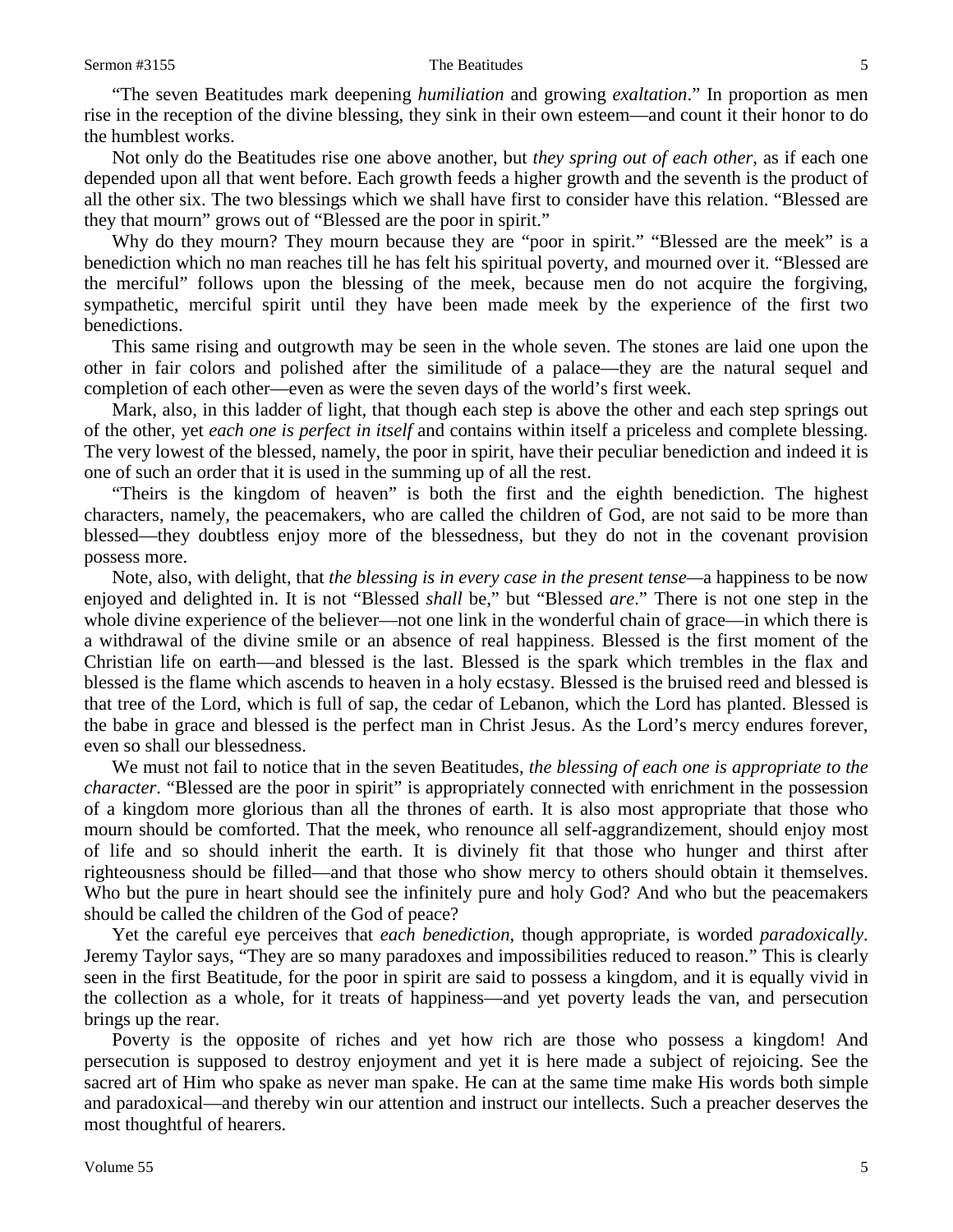"The seven Beatitudes mark deepening *humiliation* and growing *exaltation*." In proportion as men rise in the reception of the divine blessing, they sink in their own esteem—and count it their honor to do the humblest works.

Not only do the Beatitudes rise one above another, but *they spring out of each other*, as if each one depended upon all that went before. Each growth feeds a higher growth and the seventh is the product of all the other six. The two blessings which we shall have first to consider have this relation. "Blessed are they that mourn" grows out of "Blessed are the poor in spirit."

Why do they mourn? They mourn because they are "poor in spirit." "Blessed are the meek" is a benediction which no man reaches till he has felt his spiritual poverty, and mourned over it. "Blessed are the merciful" follows upon the blessing of the meek, because men do not acquire the forgiving, sympathetic, merciful spirit until they have been made meek by the experience of the first two benedictions.

This same rising and outgrowth may be seen in the whole seven. The stones are laid one upon the other in fair colors and polished after the similitude of a palace—they are the natural sequel and completion of each other—even as were the seven days of the world's first week.

Mark, also, in this ladder of light, that though each step is above the other and each step springs out of the other, yet *each one is perfect in itself* and contains within itself a priceless and complete blessing. The very lowest of the blessed, namely, the poor in spirit, have their peculiar benediction and indeed it is one of such an order that it is used in the summing up of all the rest.

"Theirs is the kingdom of heaven" is both the first and the eighth benediction. The highest characters, namely, the peacemakers, who are called the children of God, are not said to be more than blessed—they doubtless enjoy more of the blessedness, but they do not in the covenant provision possess more.

Note, also, with delight, that *the blessing is in every case in the present tense*—a happiness to be now enjoyed and delighted in. It is not "Blessed *shall* be," but "Blessed *are*." There is not one step in the whole divine experience of the believer—not one link in the wonderful chain of grace—in which there is a withdrawal of the divine smile or an absence of real happiness. Blessed is the first moment of the Christian life on earth—and blessed is the last. Blessed is the spark which trembles in the flax and blessed is the flame which ascends to heaven in a holy ecstasy. Blessed is the bruised reed and blessed is that tree of the Lord, which is full of sap, the cedar of Lebanon, which the Lord has planted. Blessed is the babe in grace and blessed is the perfect man in Christ Jesus. As the Lord's mercy endures forever, even so shall our blessedness.

We must not fail to notice that in the seven Beatitudes, *the blessing of each one is appropriate to the character*. "Blessed are the poor in spirit" is appropriately connected with enrichment in the possession of a kingdom more glorious than all the thrones of earth. It is also most appropriate that those who mourn should be comforted. That the meek, who renounce all self-aggrandizement, should enjoy most of life and so should inherit the earth. It is divinely fit that those who hunger and thirst after righteousness should be filled—and that those who show mercy to others should obtain it themselves. Who but the pure in heart should see the infinitely pure and holy God? And who but the peacemakers should be called the children of the God of peace?

Yet the careful eye perceives that *each benediction*, though appropriate, is worded *paradoxically*. Jeremy Taylor says, "They are so many paradoxes and impossibilities reduced to reason." This is clearly seen in the first Beatitude, for the poor in spirit are said to possess a kingdom, and it is equally vivid in the collection as a whole, for it treats of happiness—and yet poverty leads the van, and persecution brings up the rear.

Poverty is the opposite of riches and yet how rich are those who possess a kingdom! And persecution is supposed to destroy enjoyment and yet it is here made a subject of rejoicing. See the sacred art of Him who spake as never man spake. He can at the same time make His words both simple and paradoxical—and thereby win our attention and instruct our intellects. Such a preacher deserves the most thoughtful of hearers.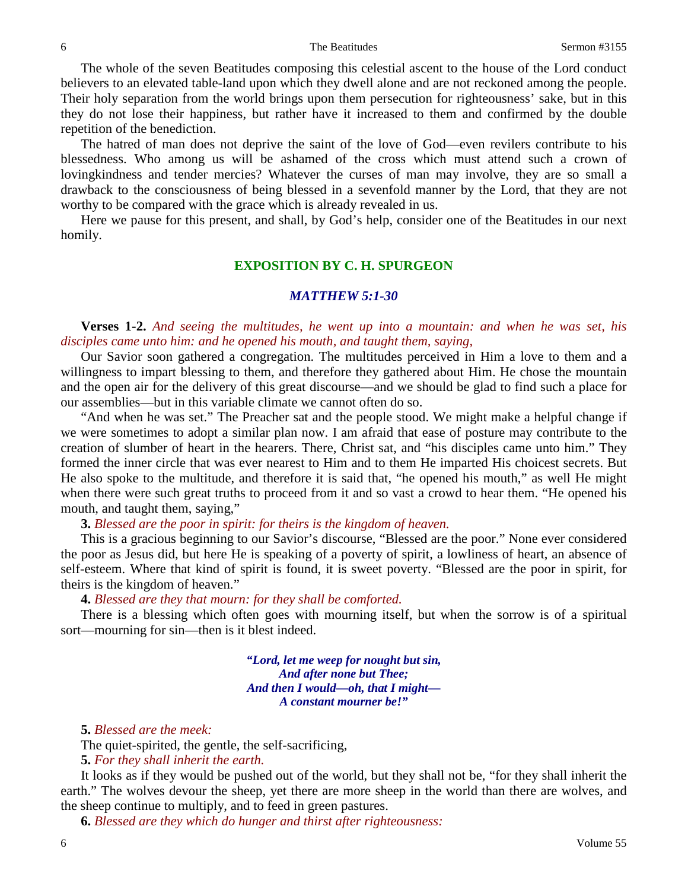The whole of the seven Beatitudes composing this celestial ascent to the house of the Lord conduct believers to an elevated table-land upon which they dwell alone and are not reckoned among the people. Their holy separation from the world brings upon them persecution for righteousness' sake, but in this they do not lose their happiness, but rather have it increased to them and confirmed by the double repetition of the benediction.

The hatred of man does not deprive the saint of the love of God—even revilers contribute to his blessedness. Who among us will be ashamed of the cross which must attend such a crown of lovingkindness and tender mercies? Whatever the curses of man may involve, they are so small a drawback to the consciousness of being blessed in a sevenfold manner by the Lord, that they are not worthy to be compared with the grace which is already revealed in us.

Here we pause for this present, and shall, by God's help, consider one of the Beatitudes in our next homily.

## EXPOSITION BY C. H. SPURGEON

### *MATTHEW 5:1-30*

**Verses 1-2.** *And seeing the multitudes, he went up into a mountain: and when he was set, his disciples came unto him: and he opened his mouth, and taught them, saying,*

Our Savior soon gathered a congregation. The multitudes perceived in Him a love to them and a willingness to impart blessing to them, and therefore they gathered about Him. He chose the mountain and the open air for the delivery of this great discourse—and we should be glad to find such a place for our assemblies—but in this variable climate we cannot often do so.

"And when he was set." The Preacher sat and the people stood. We might make a helpful change if we were sometimes to adopt a similar plan now. I am afraid that ease of posture may contribute to the creation of slumber of heart in the hearers. There, Christ sat, and "his disciples came unto him." They formed the inner circle that was ever nearest to Him and to them He imparted His choicest secrets. But He also spoke to the multitude, and therefore it is said that, "he opened his mouth," as well He might when there were such great truths to proceed from it and so vast a crowd to hear them. "He opened his mouth, and taught them, saying,"

**3.** *Blessed are the poor in spirit: for theirs is the kingdom of heaven.*

This is a gracious beginning to our Savior's discourse, "Blessed are the poor." None ever considered the poor as Jesus did, but here He is speaking of a poverty of spirit, a lowliness of heart, an absence of self-esteem. Where that kind of spirit is found, it is sweet poverty. "Blessed are the poor in spirit, for theirs is the kingdom of heaven."

**4.** *Blessed are they that mourn: for they shall be comforted.*

There is a blessing which often goes with mourning itself, but when the sorrow is of a spiritual sort—mourning for sin—then is it blest indeed.

> ***"Lord, let me weep for nought but sin,***
> ***And after none but Thee;***
> ***And then I would—oh, that I might—***
> ***A constant mourner be!"***

**5.** *Blessed are the meek:*

The quiet-spirited, the gentle, the self-sacrificing,

**5.** *For they shall inherit the earth.*

It looks as if they would be pushed out of the world, but they shall not be, "for they shall inherit the earth." The wolves devour the sheep, yet there are more sheep in the world than there are wolves, and the sheep continue to multiply, and to feed in green pastures.

**6.** *Blessed are they which do hunger and thirst after righteousness:*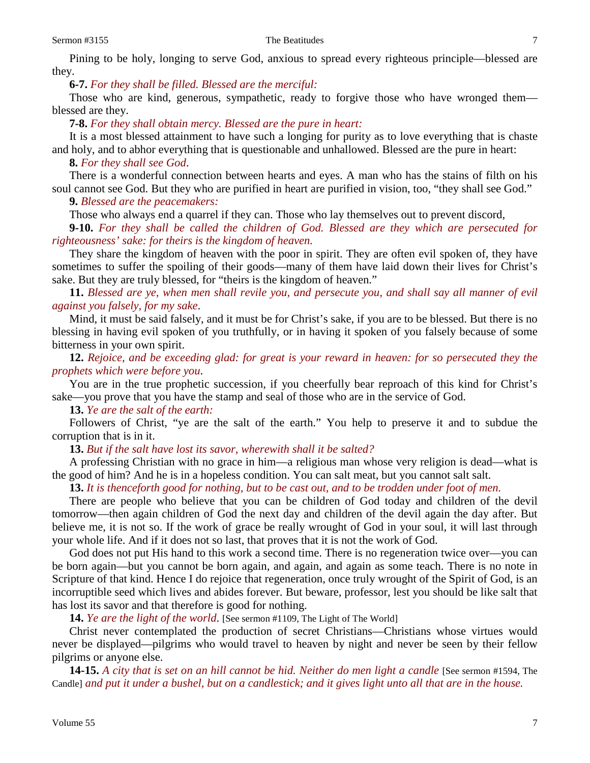Pining to be holy, longing to serve God, anxious to spread every righteous principle—blessed are they.

**6-7.** *For they shall be filled. Blessed are the merciful:*

Those who are kind, generous, sympathetic, ready to forgive those who have wronged them—blessed are they.

**7-8.** *For they shall obtain mercy. Blessed are the pure in heart:*

It is a most blessed attainment to have such a longing for purity as to love everything that is chaste and holy, and to abhor everything that is questionable and unhallowed. Blessed are the pure in heart:

**8.** *For they shall see God*.

There is a wonderful connection between hearts and eyes. A man who has the stains of filth on his soul cannot see God. But they who are purified in heart are purified in vision, too, "they shall see God."

**9.** *Blessed are the peacemakers:*

Those who always end a quarrel if they can. Those who lay themselves out to prevent discord,

**9-10.** *For they shall be called the children of God. Blessed are they which are persecuted for righteousness' sake: for theirs is the kingdom of heaven.*

They share the kingdom of heaven with the poor in spirit. They are often evil spoken of, they have sometimes to suffer the spoiling of their goods—many of them have laid down their lives for Christ's sake. But they are truly blessed, for "theirs is the kingdom of heaven."

**11.** *Blessed are ye, when men shall revile you, and persecute you, and shall say all manner of evil against you falsely, for my sake*.

Mind, it must be said falsely, and it must be for Christ's sake, if you are to be blessed. But there is no blessing in having evil spoken of you truthfully, or in having it spoken of you falsely because of some bitterness in your own spirit.

**12.** *Rejoice, and be exceeding glad: for great is your reward in heaven: for so persecuted they the prophets which were before you*.

You are in the true prophetic succession, if you cheerfully bear reproach of this kind for Christ's sake—you prove that you have the stamp and seal of those who are in the service of God.

**13.** *Ye are the salt of the earth:*

Followers of Christ, "ye are the salt of the earth." You help to preserve it and to subdue the corruption that is in it.

**13.** *But if the salt have lost its savor, wherewith shall it be salted?*

A professing Christian with no grace in him—a religious man whose very religion is dead—what is the good of him? And he is in a hopeless condition. You can salt meat, but you cannot salt salt.

**13.** *It is thenceforth good for nothing, but to be cast out, and to be trodden under foot of men.*

There are people who believe that you can be children of God today and children of the devil tomorrow—then again children of God the next day and children of the devil again the day after. But believe me, it is not so. If the work of grace be really wrought of God in your soul, it will last through your whole life. And if it does not so last, that proves that it is not the work of God.

God does not put His hand to this work a second time. There is no regeneration twice over—you can be born again—but you cannot be born again, and again, and again as some teach. There is no note in Scripture of that kind. Hence I do rejoice that regeneration, once truly wrought of the Spirit of God, is an incorruptible seed which lives and abides forever. But beware, professor, lest you should be like salt that has lost its savor and that therefore is good for nothing.

**14.** *Ye are the light of the world*. [See sermon #1109, The Light of The World]

Christ never contemplated the production of secret Christians—Christians whose virtues would never be displayed—pilgrims who would travel to heaven by night and never be seen by their fellow pilgrims or anyone else.

**14-15.** *A city that is set on an hill cannot be hid. Neither do men light a candle* [See sermon #1594, The Candle] *and put it under a bushel, but on a candlestick; and it gives light unto all that are in the house.*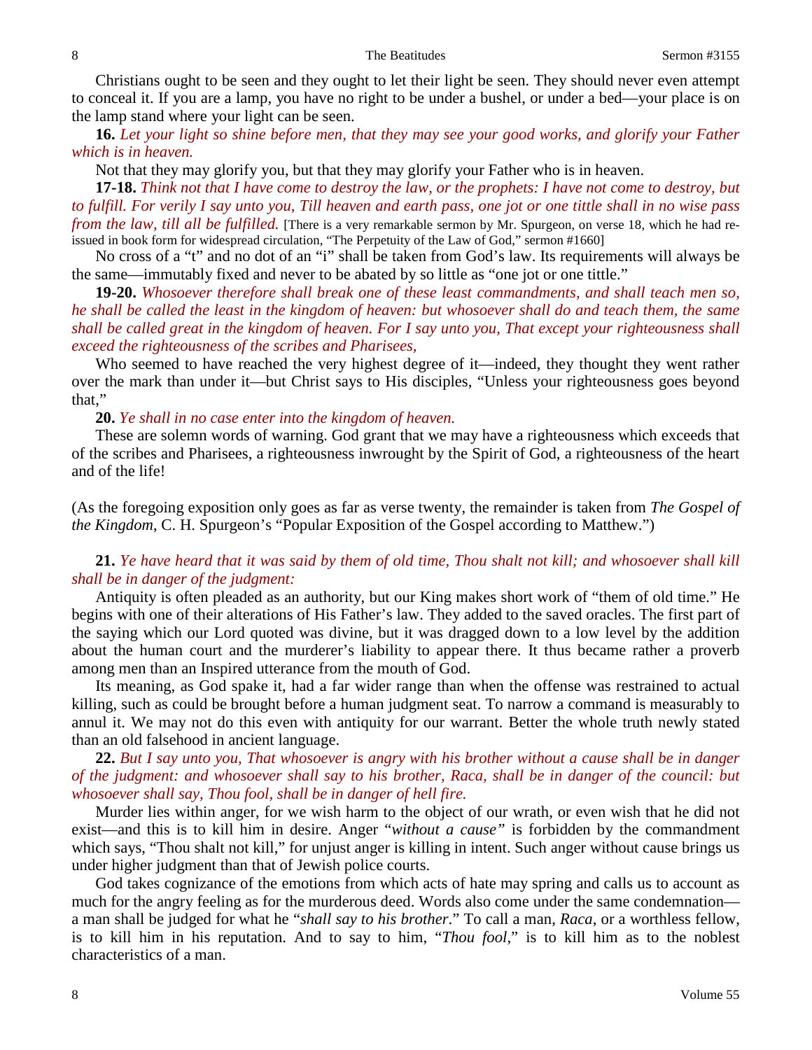Christians ought to be seen and they ought to let their light be seen. They should never even attempt to conceal it. If you are a lamp, you have no right to be under a bushel, or under a bed—your place is on the lamp stand where your light can be seen.

**16.** *Let your light so shine before men, that they may see your good works, and glorify your Father which is in heaven.*

Not that they may glorify you, but that they may glorify your Father who is in heaven.

**17-18.** *Think not that I have come to destroy the law, or the prophets: I have not come to destroy, but to fulfill. For verily I say unto you, Till heaven and earth pass, one jot or one tittle shall in no wise pass from the law, till all be fulfilled.* [There is a very remarkable sermon by Mr. Spurgeon, on verse 18, which he had re-issued in book form for widespread circulation, "The Perpetuity of the Law of God," sermon #1660]

No cross of a "t" and no dot of an "i" shall be taken from God's law. Its requirements will always be the same—immutably fixed and never to be abated by so little as "one jot or one tittle."

**19-20.** *Whosoever therefore shall break one of these least commandments, and shall teach men so, he shall be called the least in the kingdom of heaven: but whosoever shall do and teach them, the same shall be called great in the kingdom of heaven. For I say unto you, That except your righteousness shall exceed the righteousness of the scribes and Pharisees,*

Who seemed to have reached the very highest degree of it—indeed, they thought they went rather over the mark than under it—but Christ says to His disciples, "Unless your righteousness goes beyond that,"

**20.** *Ye shall in no case enter into the kingdom of heaven.*

These are solemn words of warning. God grant that we may have a righteousness which exceeds that of the scribes and Pharisees, a righteousness inwrought by the Spirit of God, a righteousness of the heart and of the life!

(As the foregoing exposition only goes as far as verse twenty, the remainder is taken from *The Gospel of the Kingdom*, C. H. Spurgeon's "Popular Exposition of the Gospel according to Matthew.")

**21.** *Ye have heard that it was said by them of old time, Thou shalt not kill; and whosoever shall kill shall be in danger of the judgment:*

Antiquity is often pleaded as an authority, but our King makes short work of "them of old time." He begins with one of their alterations of His Father's law. They added to the saved oracles. The first part of the saying which our Lord quoted was divine, but it was dragged down to a low level by the addition about the human court and the murderer's liability to appear there. It thus became rather a proverb among men than an Inspired utterance from the mouth of God.

Its meaning, as God spake it, had a far wider range than when the offense was restrained to actual killing, such as could be brought before a human judgment seat. To narrow a command is measurably to annul it. We may not do this even with antiquity for our warrant. Better the whole truth newly stated than an old falsehood in ancient language.

**22.** *But I say unto you, That whosoever is angry with his brother without a cause shall be in danger of the judgment: and whosoever shall say to his brother, Raca, shall be in danger of the council: but whosoever shall say, Thou fool, shall be in danger of hell fire.*

Murder lies within anger, for we wish harm to the object of our wrath, or even wish that he did not exist—and this is to kill him in desire. Anger "*without a cause"* is forbidden by the commandment which says, "Thou shalt not kill," for unjust anger is killing in intent. Such anger without cause brings us under higher judgment than that of Jewish police courts.

God takes cognizance of the emotions from which acts of hate may spring and calls us to account as much for the angry feeling as for the murderous deed. Words also come under the same condemnation—a man shall be judged for what he "*shall say to his brother*." To call a man, *Raca*, or a worthless fellow, is to kill him in his reputation. And to say to him, "*Thou fool*," is to kill him as to the noblest characteristics of a man.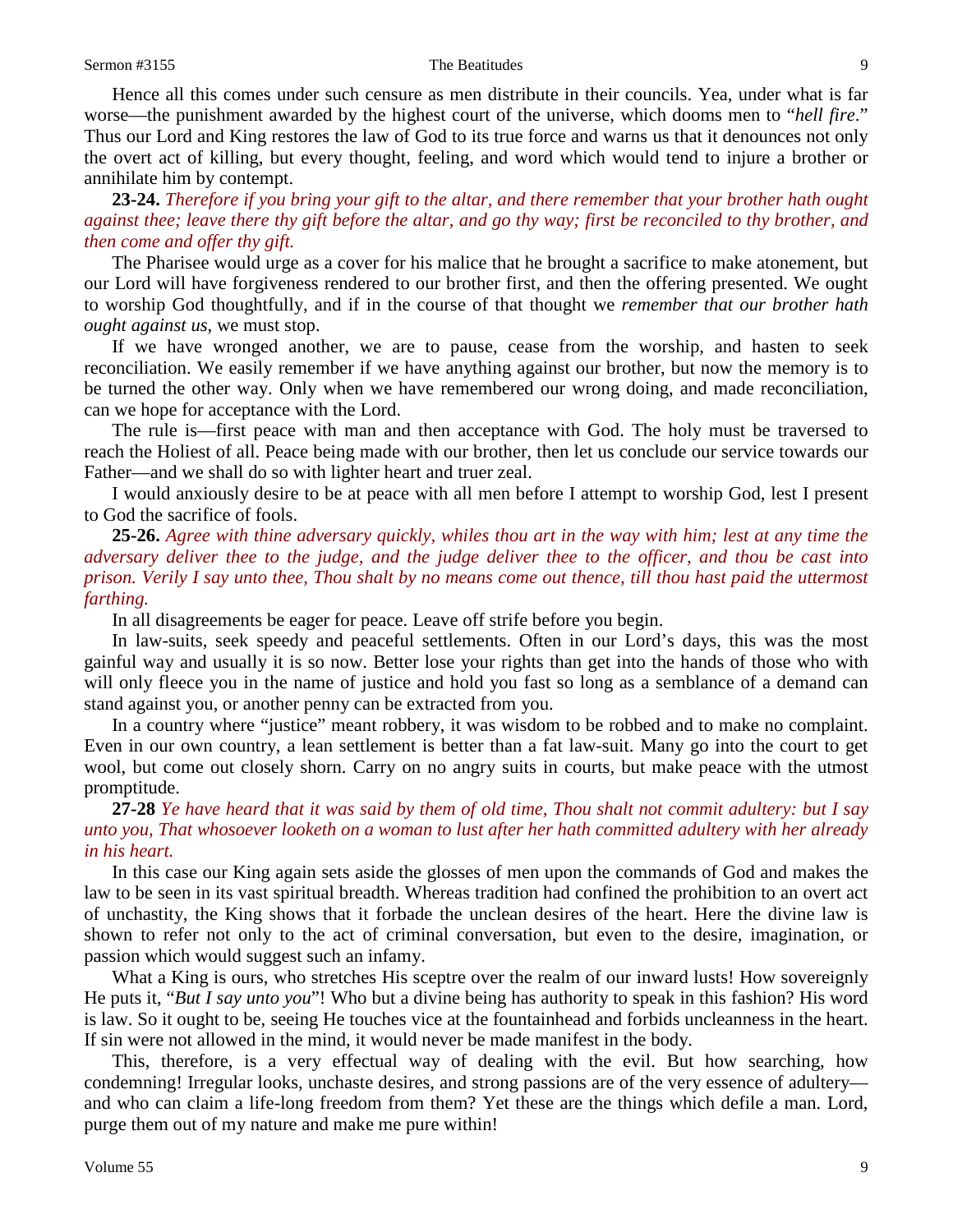Hence all this comes under such censure as men distribute in their councils. Yea, under what is far worse—the punishment awarded by the highest court of the universe, which dooms men to "*hell fire*." Thus our Lord and King restores the law of God to its true force and warns us that it denounces not only the overt act of killing, but every thought, feeling, and word which would tend to injure a brother or annihilate him by contempt.

**23-24.** *Therefore if you bring your gift to the altar, and there remember that your brother hath ought against thee; leave there thy gift before the altar, and go thy way; first be reconciled to thy brother, and then come and offer thy gift.*

The Pharisee would urge as a cover for his malice that he brought a sacrifice to make atonement, but our Lord will have forgiveness rendered to our brother first, and then the offering presented. We ought to worship God thoughtfully, and if in the course of that thought we *remember that our brother hath ought against us*, we must stop.

If we have wronged another, we are to pause, cease from the worship, and hasten to seek reconciliation. We easily remember if we have anything against our brother, but now the memory is to be turned the other way. Only when we have remembered our wrong doing, and made reconciliation, can we hope for acceptance with the Lord.

The rule is—first peace with man and then acceptance with God. The holy must be traversed to reach the Holiest of all. Peace being made with our brother, then let us conclude our service towards our Father—and we shall do so with lighter heart and truer zeal.

I would anxiously desire to be at peace with all men before I attempt to worship God, lest I present to God the sacrifice of fools.

**25-26.** *Agree with thine adversary quickly, whiles thou art in the way with him; lest at any time the adversary deliver thee to the judge, and the judge deliver thee to the officer, and thou be cast into prison. Verily I say unto thee, Thou shalt by no means come out thence, till thou hast paid the uttermost farthing.*

In all disagreements be eager for peace. Leave off strife before you begin.

In law-suits, seek speedy and peaceful settlements. Often in our Lord's days, this was the most gainful way and usually it is so now. Better lose your rights than get into the hands of those who with will only fleece you in the name of justice and hold you fast so long as a semblance of a demand can stand against you, or another penny can be extracted from you.

In a country where "justice" meant robbery, it was wisdom to be robbed and to make no complaint. Even in our own country, a lean settlement is better than a fat law-suit. Many go into the court to get wool, but come out closely shorn. Carry on no angry suits in courts, but make peace with the utmost promptitude.

**27-28** *Ye have heard that it was said by them of old time, Thou shalt not commit adultery: but I say unto you, That whosoever looketh on a woman to lust after her hath committed adultery with her already in his heart.*

In this case our King again sets aside the glosses of men upon the commands of God and makes the law to be seen in its vast spiritual breadth. Whereas tradition had confined the prohibition to an overt act of unchastity, the King shows that it forbade the unclean desires of the heart. Here the divine law is shown to refer not only to the act of criminal conversation, but even to the desire, imagination, or passion which would suggest such an infamy.

What a King is ours, who stretches His sceptre over the realm of our inward lusts! How sovereignly He puts it, "*But I say unto you*"! Who but a divine being has authority to speak in this fashion? His word is law. So it ought to be, seeing He touches vice at the fountainhead and forbids uncleanness in the heart. If sin were not allowed in the mind, it would never be made manifest in the body.

This, therefore, is a very effectual way of dealing with the evil. But how searching, how condemning! Irregular looks, unchaste desires, and strong passions are of the very essence of adultery—and who can claim a life-long freedom from them? Yet these are the things which defile a man. Lord, purge them out of my nature and make me pure within!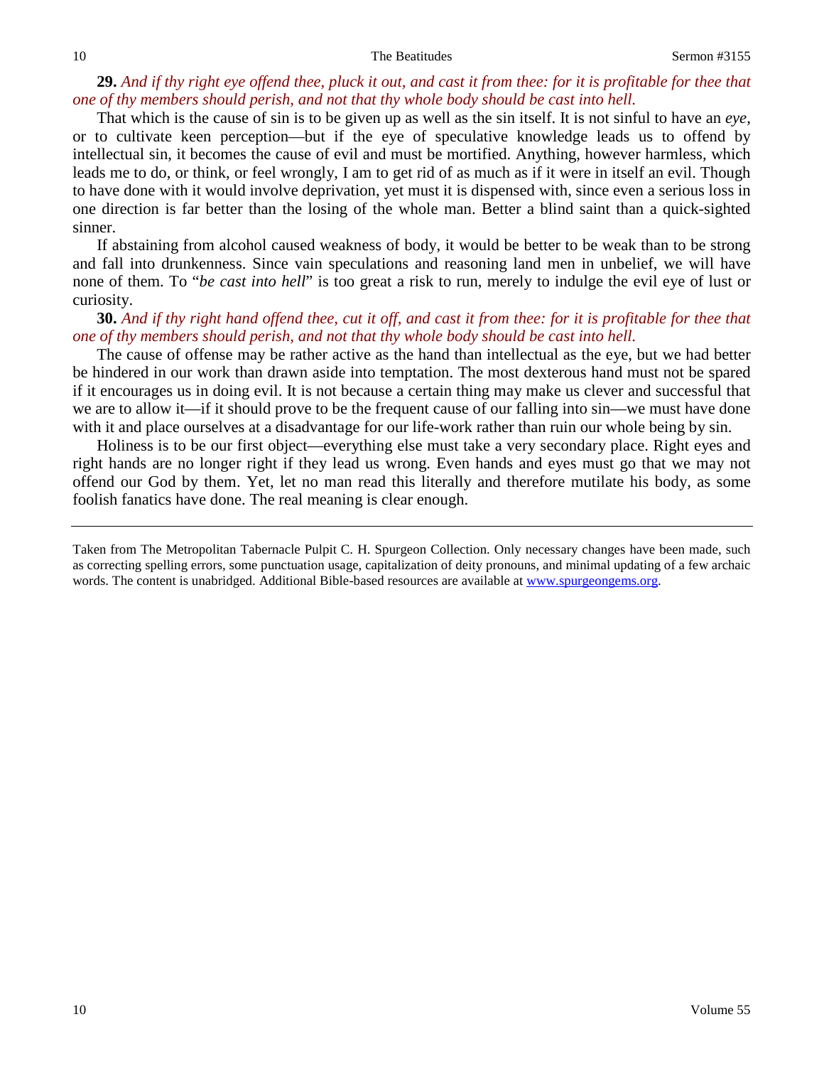**29.** *And if thy right eye offend thee, pluck it out, and cast it from thee: for it is profitable for thee that one of thy members should perish, and not that thy whole body should be cast into hell.*

That which is the cause of sin is to be given up as well as the sin itself. It is not sinful to have an *eye*, or to cultivate keen perception—but if the eye of speculative knowledge leads us to offend by intellectual sin, it becomes the cause of evil and must be mortified. Anything, however harmless, which leads me to do, or think, or feel wrongly, I am to get rid of as much as if it were in itself an evil. Though to have done with it would involve deprivation, yet must it is dispensed with, since even a serious loss in one direction is far better than the losing of the whole man. Better a blind saint than a quick-sighted sinner.

If abstaining from alcohol caused weakness of body, it would be better to be weak than to be strong and fall into drunkenness. Since vain speculations and reasoning land men in unbelief, we will have none of them. To "*be cast into hell*" is too great a risk to run, merely to indulge the evil eye of lust or curiosity.

**30.** *And if thy right hand offend thee, cut it off, and cast it from thee: for it is profitable for thee that one of thy members should perish, and not that thy whole body should be cast into hell.*

The cause of offense may be rather active as the hand than intellectual as the eye, but we had better be hindered in our work than drawn aside into temptation. The most dexterous hand must not be spared if it encourages us in doing evil. It is not because a certain thing may make us clever and successful that we are to allow it—if it should prove to be the frequent cause of our falling into sin—we must have done with it and place ourselves at a disadvantage for our life-work rather than ruin our whole being by sin.

Holiness is to be our first object—everything else must take a very secondary place. Right eyes and right hands are no longer right if they lead us wrong. Even hands and eyes must go that we may not offend our God by them. Yet, let no man read this literally and therefore mutilate his body, as some foolish fanatics have done. The real meaning is clear enough.

---

Taken from The Metropolitan Tabernacle Pulpit C. H. Spurgeon Collection. Only necessary changes have been made, such as correcting spelling errors, some punctuation usage, capitalization of deity pronouns, and minimal updating of a few archaic words. The content is unabridged. Additional Bible-based resources are available at www.spurgeongems.org.